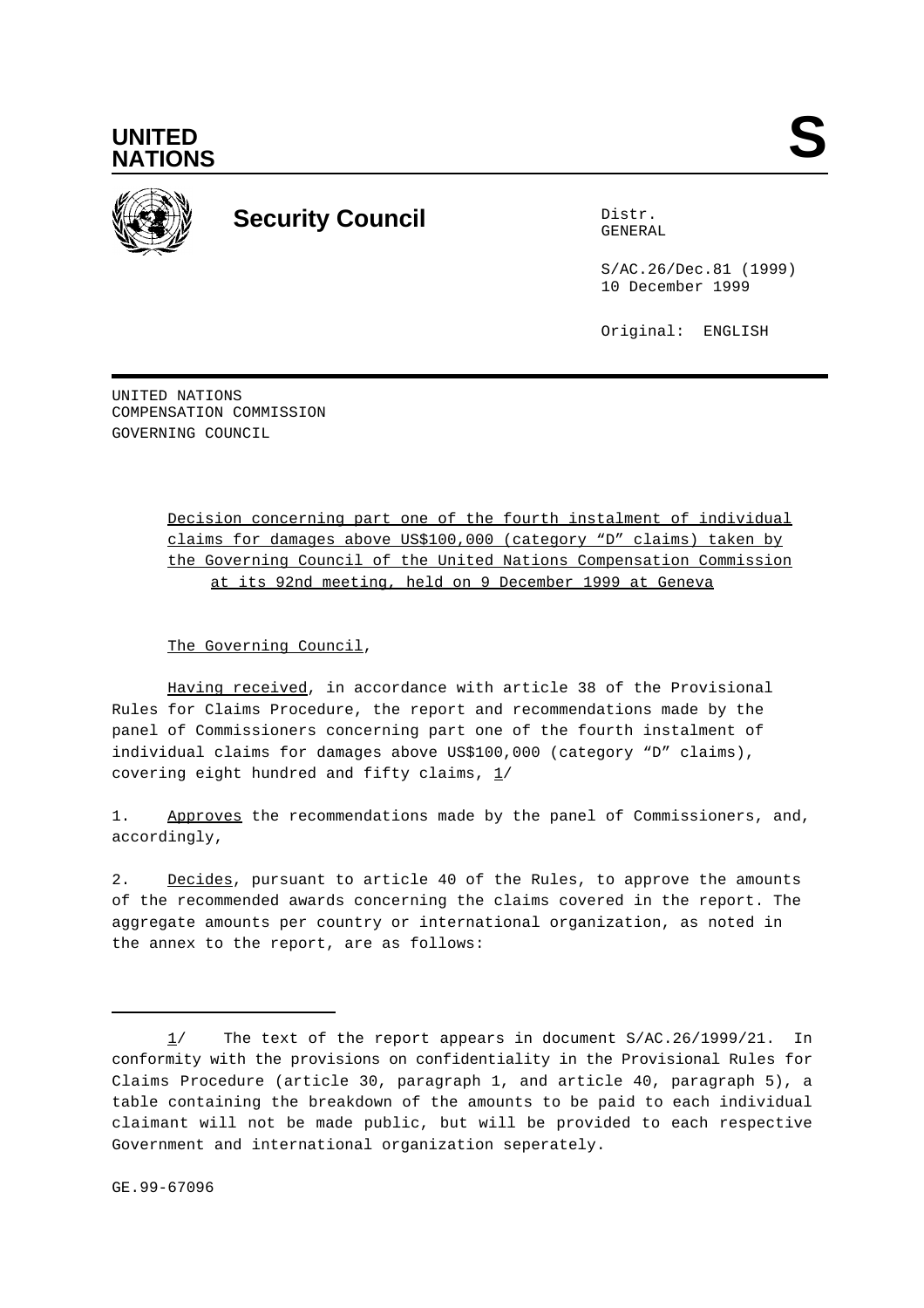UNITED NATIONS

S

# Security Council

Distr.
GENERAL

S/AC.26/Dec.81 (1999)
10 December 1999

Original: ENGLISH

UNITED NATIONS
COMPENSATION COMMISSION
GOVERNING COUNCIL

Decision concerning part one of the fourth instalment of individual claims for damages above US$100,000 (category "D" claims) taken by the Governing Council of the United Nations Compensation Commission at its 92nd meeting, held on 9 December 1999 at Geneva

The Governing Council,

Having received, in accordance with article 38 of the Provisional Rules for Claims Procedure, the report and recommendations made by the panel of Commissioners concerning part one of the fourth instalment of individual claims for damages above US$100,000 (category "D" claims), covering eight hundred and fifty claims, 1/

1. Approves the recommendations made by the panel of Commissioners, and, accordingly,

2. Decides, pursuant to article 40 of the Rules, to approve the amounts of the recommended awards concerning the claims covered in the report. The aggregate amounts per country or international organization, as noted in the annex to the report, are as follows:

---

1/ The text of the report appears in document S/AC.26/1999/21. In conformity with the provisions on confidentiality in the Provisional Rules for Claims Procedure (article 30, paragraph 1, and article 40, paragraph 5), a table containing the breakdown of the amounts to be paid to each individual claimant will not be made public, but will be provided to each respective Government and international organization seperately.

GE.99-67096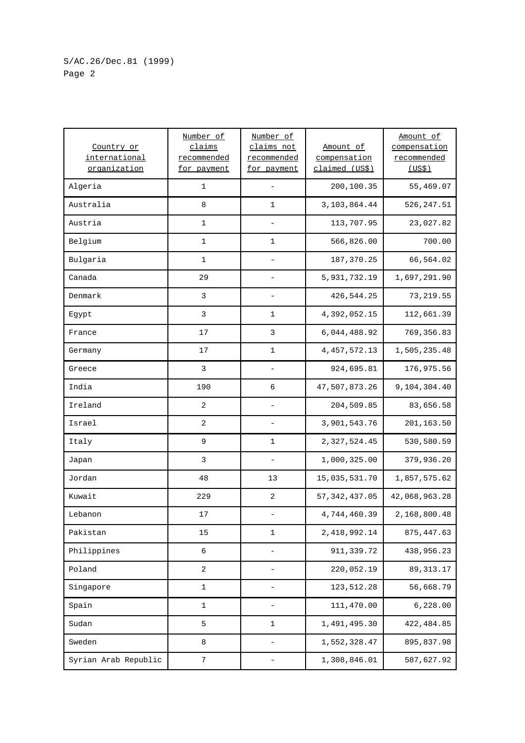| Country or international organization | Number of claims recommended for payment | Number of claims not recommended for payment | Amount of compensation claimed (US$) | Amount of compensation recommended (US$) |
|---|---|---|---|---|
| Algeria | 1 | - | 200,100.35 | 55,469.07 |
| Australia | 8 | 1 | 3,103,864.44 | 526,247.51 |
| Austria | 1 | - | 113,707.95 | 23,027.82 |
| Belgium | 1 | 1 | 566,826.00 | 700.00 |
| Bulgaria | 1 | - | 187,370.25 | 66,564.02 |
| Canada | 29 | - | 5,931,732.19 | 1,697,291.90 |
| Denmark | 3 | - | 426,544.25 | 73,219.55 |
| Egypt | 3 | 1 | 4,392,052.15 | 112,661.39 |
| France | 17 | 3 | 6,044,488.92 | 769,356.83 |
| Germany | 17 | 1 | 4,457,572.13 | 1,505,235.48 |
| Greece | 3 | - | 924,695.81 | 176,975.56 |
| India | 190 | 6 | 47,507,873.26 | 9,104,304.40 |
| Ireland | 2 | - | 204,509.85 | 83,656.58 |
| Israel | 2 | - | 3,901,543.76 | 201,163.50 |
| Italy | 9 | 1 | 2,327,524.45 | 530,580.59 |
| Japan | 3 | - | 1,000,325.00 | 379,936.20 |
| Jordan | 48 | 13 | 15,035,531.70 | 1,857,575.62 |
| Kuwait | 229 | 2 | 57,342,437.05 | 42,068,963.28 |
| Lebanon | 17 | - | 4,744,460.39 | 2,168,800.48 |
| Pakistan | 15 | 1 | 2,418,992.14 | 875,447.63 |
| Philippines | 6 | - | 911,339.72 | 438,956.23 |
| Poland | 2 | - | 220,052.19 | 89,313.17 |
| Singapore | 1 | - | 123,512.28 | 56,668.79 |
| Spain | 1 | - | 111,470.00 | 6,228.00 |
| Sudan | 5 | 1 | 1,491,495.30 | 422,484.85 |
| Sweden | 8 | - | 1,552,328.47 | 895,837.98 |
| Syrian Arab Republic | 7 | - | 1,308,846.01 | 587,627.92 |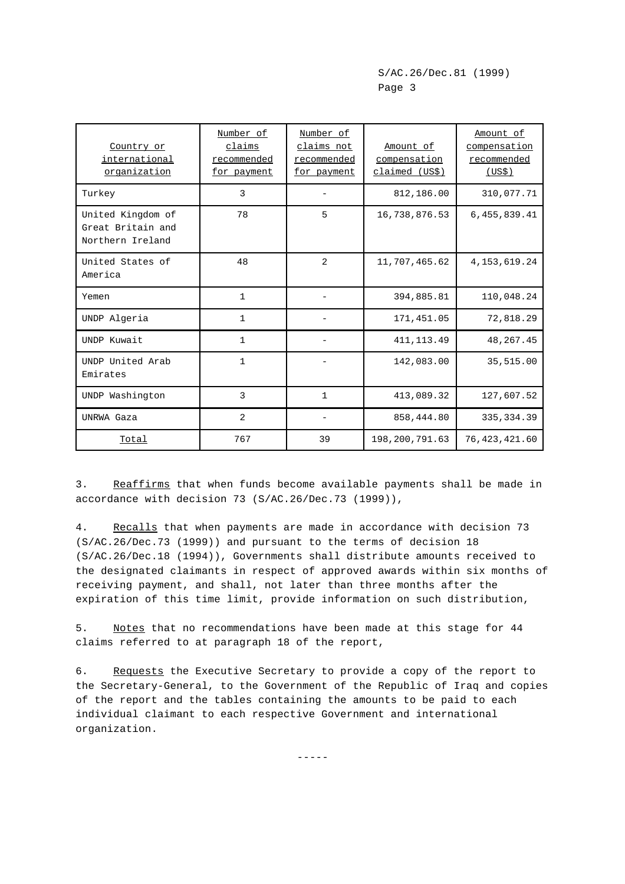| Country or international organization | Number of claims recommended for payment | Number of claims not recommended for payment | Amount of compensation claimed (US$) | Amount of compensation recommended (US$) |
|---|---|---|---|---|
| Turkey | 3 | - | 812,186.00 | 310,077.71 |
| United Kingdom of Great Britain and Northern Ireland | 78 | 5 | 16,738,876.53 | 6,455,839.41 |
| United States of America | 48 | 2 | 11,707,465.62 | 4,153,619.24 |
| Yemen | 1 | - | 394,885.81 | 110,048.24 |
| UNDP Algeria | 1 | - | 171,451.05 | 72,818.29 |
| UNDP Kuwait | 1 | - | 411,113.49 | 48,267.45 |
| UNDP United Arab Emirates | 1 | - | 142,083.00 | 35,515.00 |
| UNDP Washington | 3 | 1 | 413,089.32 | 127,607.52 |
| UNRWA Gaza | 2 | - | 858,444.80 | 335,334.39 |
| Total | 767 | 39 | 198,200,791.63 | 76,423,421.60 |

3. Reaffirms that when funds become available payments shall be made in accordance with decision 73 (S/AC.26/Dec.73 (1999)),

4. Recalls that when payments are made in accordance with decision 73 (S/AC.26/Dec.73 (1999)) and pursuant to the terms of decision 18 (S/AC.26/Dec.18 (1994)), Governments shall distribute amounts received to the designated claimants in respect of approved awards within six months of receiving payment, and shall, not later than three months after the expiration of this time limit, provide information on such distribution,

5. Notes that no recommendations have been made at this stage for 44 claims referred to at paragraph 18 of the report,

6. Requests the Executive Secretary to provide a copy of the report to the Secretary-General, to the Government of the Republic of Iraq and copies of the report and the tables containing the amounts to be paid to each individual claimant to each respective Government and international organization.

-----